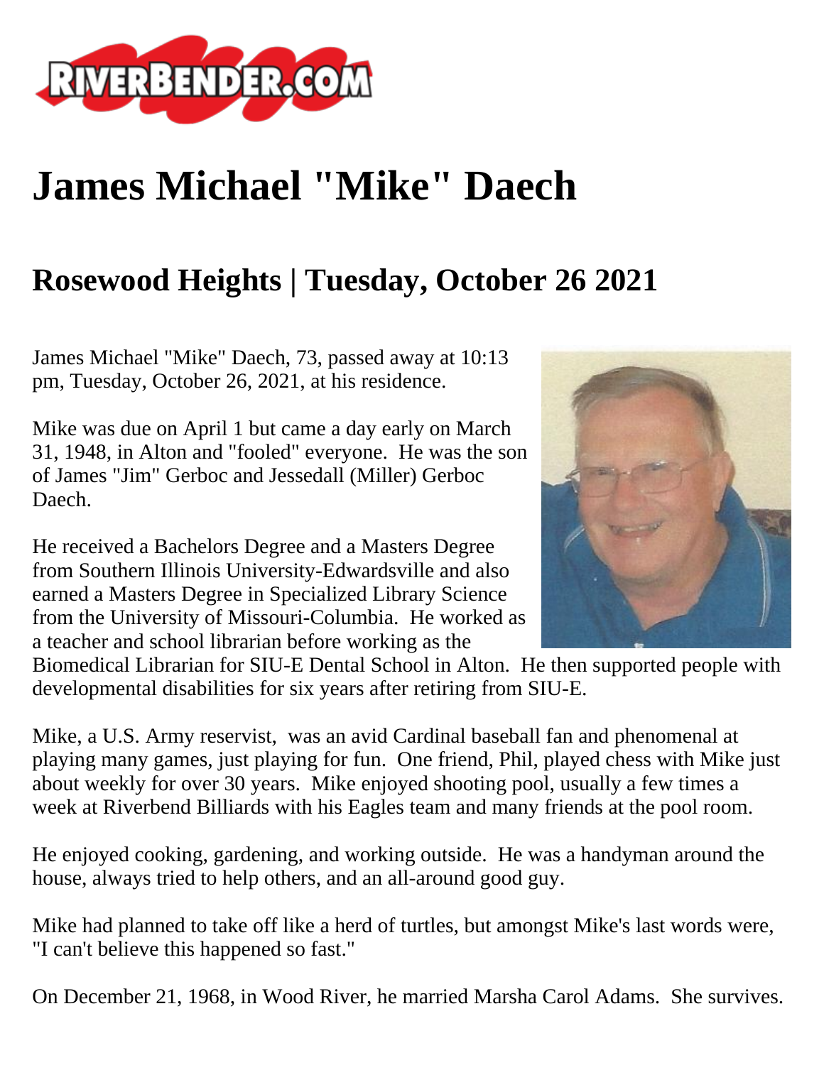# James Michael "Mike" Daech

## Rosewood Heights | Tuesday, October 26 2021

James Michael "Mike" Daech, 73, passed away at 10:13 pm, Tuesday, October 26, 2021, at his residence.

Mike was due on April 1 but came a day early on March 31, 1948, in Alton and "fooled" everyone. He was the son of James "Jim" Gerboc and Jessedall (Miller) Gerboc Daech.

He received a Bachelors Degree and a Masters Degree from Southern Illinois University-Edwardsville and also earned a Masters Degree in Specialized Library Science from the University of Missouri-Columbia. He worked as a teacher and school librarian before working as the Biomedical Librarian for SIU-E Dental School in Alton. He then supported people with developmental disabilities for six years after retiring from SIU-E.

Mike, a U.S. Army reservist, was an avid Cardinal baseball fan and phenomenal at playing many games, just playing for fun. One friend, Phil, played chess with Mike just about weekly for over 30 years. Mike enjoyed shooting pool, usually a few times a week at Riverbend Billiards with his Eagles team and many friends at the pool room.

He enjoyed cooking, gardening, and working outside. He was a handyman around the house, always tried to help others, and an all-around good guy.

Mike had planned to take off like a herd of turtles, but amongst Mike's last words were, "I can't believe this happened so fast."

On December 21, 1968, in Wood River, he married Marsha Carol Adams. She survives.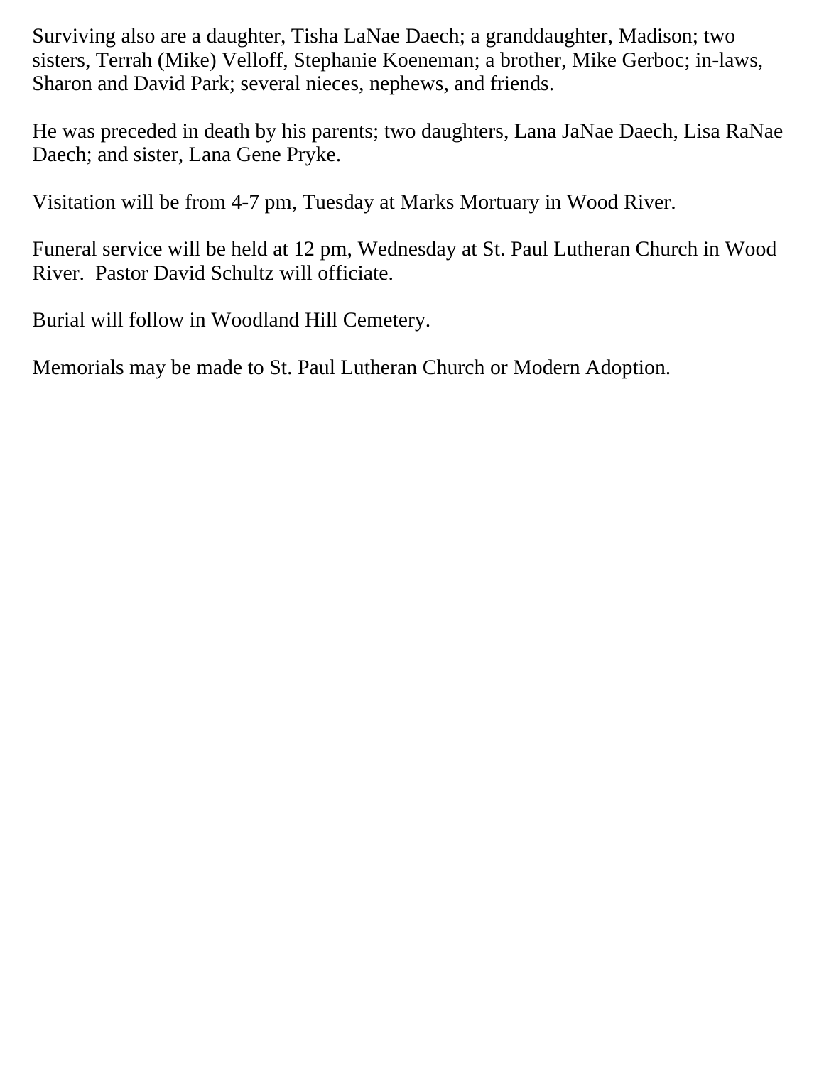Surviving also are a daughter, Tisha LaNae Daech; a granddaughter, Madison; two sisters, Terrah (Mike) Velloff, Stephanie Koeneman; a brother, Mike Gerboc; in-laws, Sharon and David Park; several nieces, nephews, and friends.

He was preceded in death by his parents; two daughters, Lana JaNae Daech, Lisa RaNae Daech; and sister, Lana Gene Pryke.

Visitation will be from 4-7 pm, Tuesday at Marks Mortuary in Wood River.

Funeral service will be held at 12 pm, Wednesday at St. Paul Lutheran Church in Wood River. Pastor David Schultz will officiate.

Burial will follow in Woodland Hill Cemetery.

Memorials may be made to St. Paul Lutheran Church or Modern Adoption.